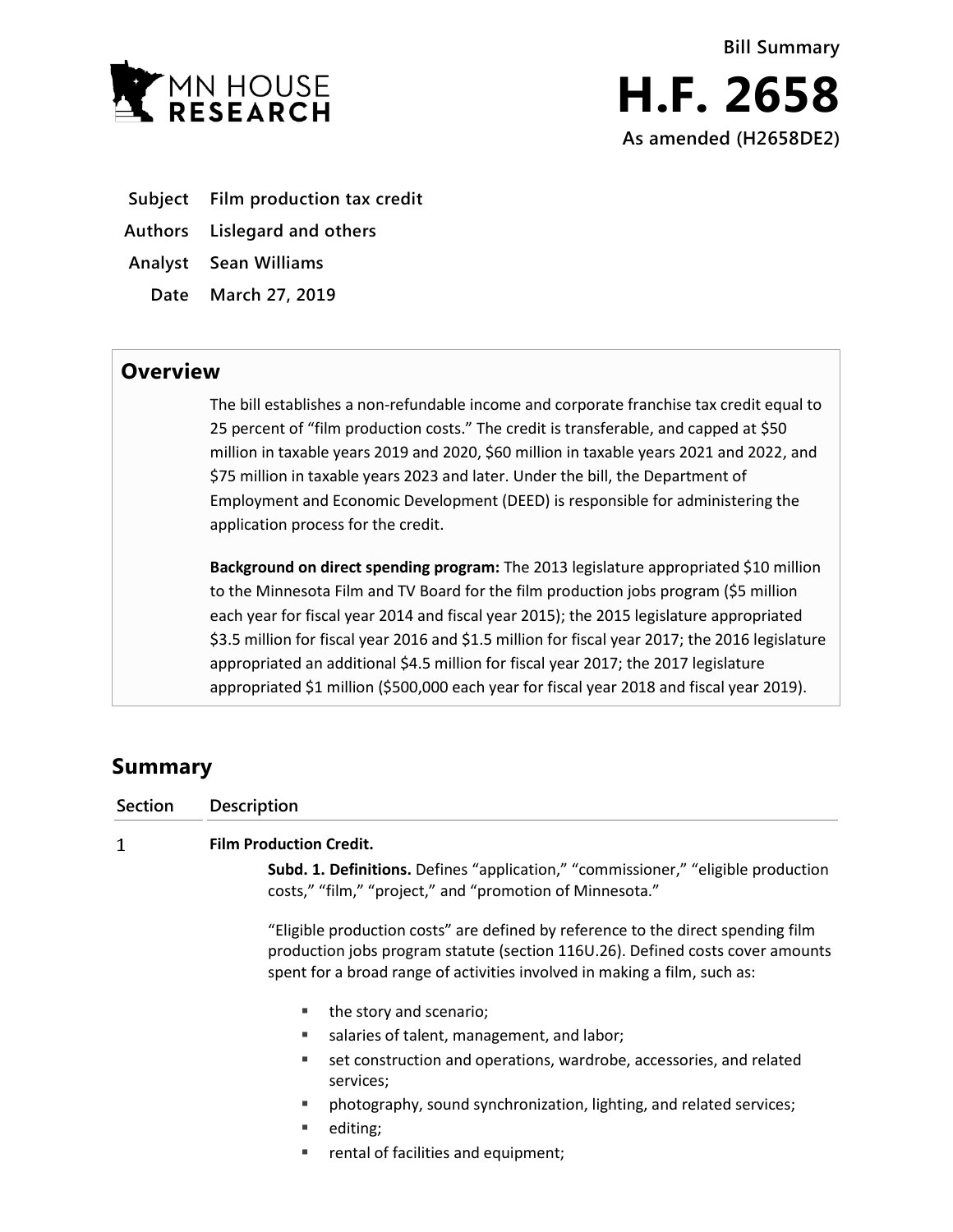MN HOUSE RESEARCH

Bill Summary

# H.F. 2658

**As amended (H2658DE2)**

**Subject** Film production tax credit

**Authors** Lislegard and others

**Analyst** Sean Williams

**Date** March 27, 2019

## Overview

The bill establishes a non-refundable income and corporate franchise tax credit equal to 25 percent of "film production costs." The credit is transferable, and capped at $50 million in taxable years 2019 and 2020, $60 million in taxable years 2021 and 2022, and $75 million in taxable years 2023 and later. Under the bill, the Department of Employment and Economic Development (DEED) is responsible for administering the application process for the credit.

**Background on direct spending program:** The 2013 legislature appropriated $10 million to the Minnesota Film and TV Board for the film production jobs program ($5 million each year for fiscal year 2014 and fiscal year 2015); the 2015 legislature appropriated $3.5 million for fiscal year 2016 and $1.5 million for fiscal year 2017; the 2016 legislature appropriated an additional $4.5 million for fiscal year 2017; the 2017 legislature appropriated $1 million ($500,000 each year for fiscal year 2018 and fiscal year 2019).

## Summary

| Section | Description |
|---|---|

1 **Film Production Credit.**

**Subd. 1. Definitions.** Defines "application," "commissioner," "eligible production costs," "film," "project," and "promotion of Minnesota."

"Eligible production costs" are defined by reference to the direct spending film production jobs program statute (section 116U.26). Defined costs cover amounts spent for a broad range of activities involved in making a film, such as:

- the story and scenario;
- salaries of talent, management, and labor;
- set construction and operations, wardrobe, accessories, and related services;
- photography, sound synchronization, lighting, and related services;
- editing;
- rental of facilities and equipment;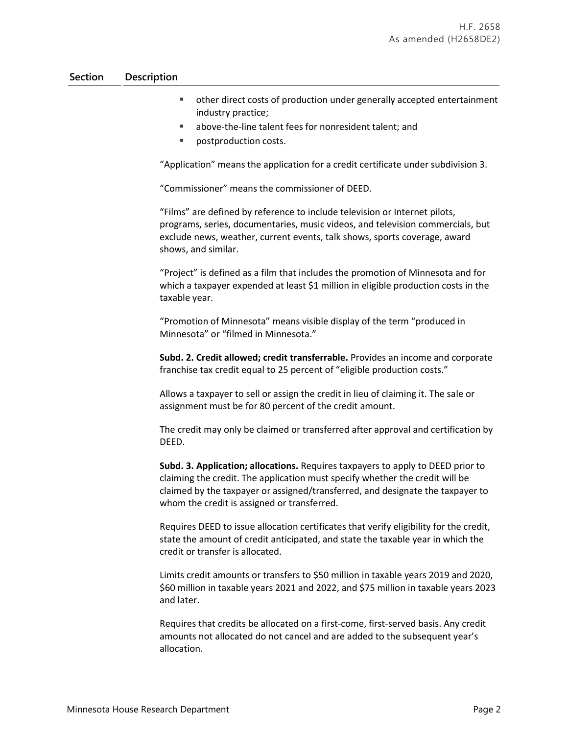| Section | Description |
|---|---|

- other direct costs of production under generally accepted entertainment industry practice;
- above-the-line talent fees for nonresident talent; and
- postproduction costs.

"Application" means the application for a credit certificate under subdivision 3.

"Commissioner" means the commissioner of DEED.

"Films" are defined by reference to include television or Internet pilots, programs, series, documentaries, music videos, and television commercials, but exclude news, weather, current events, talk shows, sports coverage, award shows, and similar.

"Project" is defined as a film that includes the promotion of Minnesota and for which a taxpayer expended at least $1 million in eligible production costs in the taxable year.

"Promotion of Minnesota" means visible display of the term "produced in Minnesota" or "filmed in Minnesota."

**Subd. 2. Credit allowed; credit transferrable.** Provides an income and corporate franchise tax credit equal to 25 percent of "eligible production costs."

Allows a taxpayer to sell or assign the credit in lieu of claiming it. The sale or assignment must be for 80 percent of the credit amount.

The credit may only be claimed or transferred after approval and certification by DEED.

**Subd. 3. Application; allocations.** Requires taxpayers to apply to DEED prior to claiming the credit. The application must specify whether the credit will be claimed by the taxpayer or assigned/transferred, and designate the taxpayer to whom the credit is assigned or transferred.

Requires DEED to issue allocation certificates that verify eligibility for the credit, state the amount of credit anticipated, and state the taxable year in which the credit or transfer is allocated.

Limits credit amounts or transfers to $50 million in taxable years 2019 and 2020, $60 million in taxable years 2021 and 2022, and $75 million in taxable years 2023 and later.

Requires that credits be allocated on a first-come, first-served basis. Any credit amounts not allocated do not cancel and are added to the subsequent year's allocation.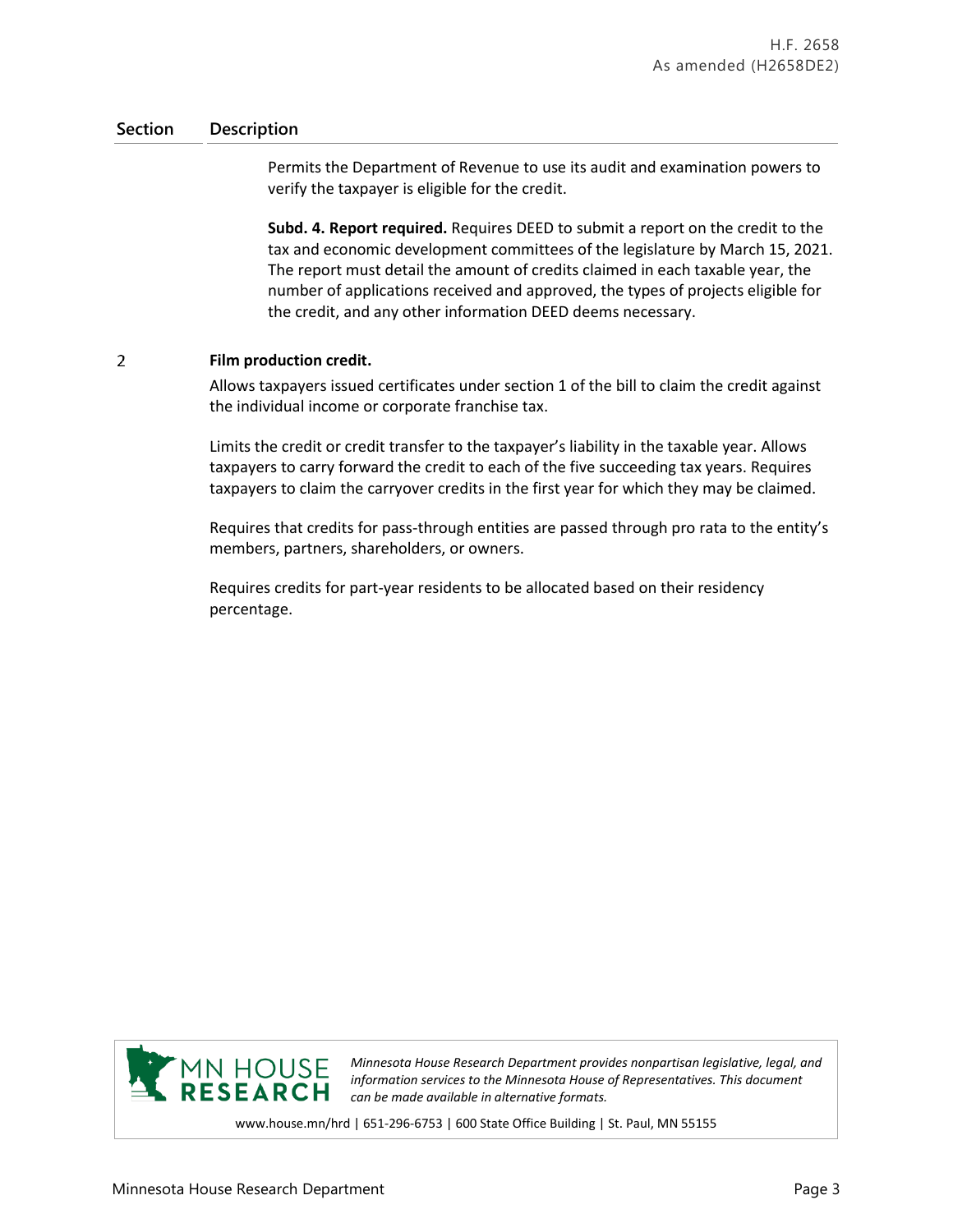| Section | Description |
|---|---|
| | Permits the Department of Revenue to use its audit and examination powers to verify the taxpayer is eligible for the credit.<br><br>**Subd. 4. Report required.** Requires DEED to submit a report on the credit to the tax and economic development committees of the legislature by March 15, 2021. The report must detail the amount of credits claimed in each taxable year, the number of applications received and approved, the types of projects eligible for the credit, and any other information DEED deems necessary. |
| 2 | **Film production credit.**<br><br>Allows taxpayers issued certificates under section 1 of the bill to claim the credit against the individual income or corporate franchise tax.<br><br>Limits the credit or credit transfer to the taxpayer's liability in the taxable year. Allows taxpayers to carry forward the credit to each of the five succeeding tax years. Requires taxpayers to claim the carryover credits in the first year for which they may be claimed.<br><br>Requires that credits for pass-through entities are passed through pro rata to the entity's members, partners, shareholders, or owners.<br><br>Requires credits for part-year residents to be allocated based on their residency percentage. |

MN HOUSE RESEARCH

*Minnesota House Research Department provides nonpartisan legislative, legal, and information services to the Minnesota House of Representatives. This document can be made available in alternative formats.*

www.house.mn/hrd | 651-296-6753 | 600 State Office Building | St. Paul, MN 55155